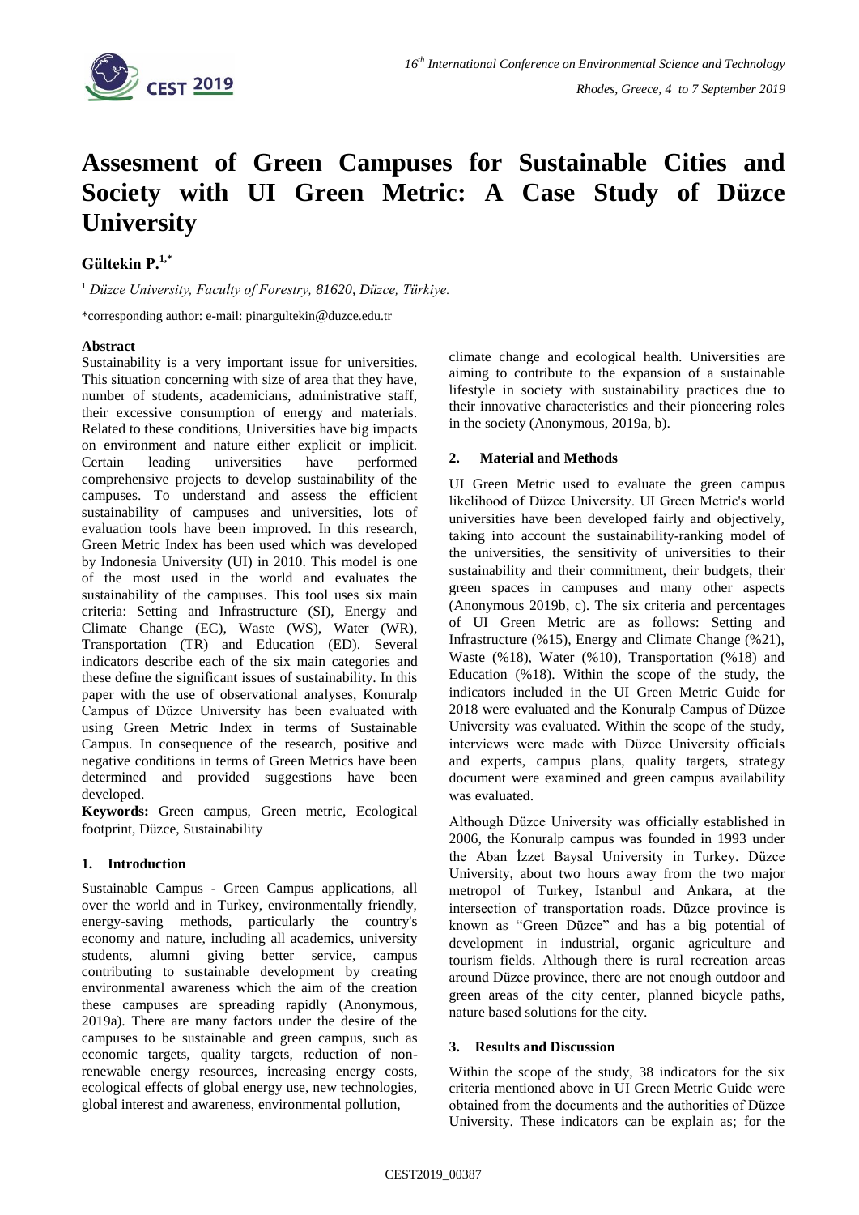# Assesment of Green Campuses for Sustainable Cities and Society with UI Green Metric: A Case Study of Düzce University

**Gültekin P.**[1,*]

[1] *Düzce University, Faculty of Forestry, 81620, Düzce, Türkiye.*

*corresponding author: e-mail: pinargultekin@duzce.edu.tr

**Abstract**

Sustainability is a very important issue for universities. This situation concerning with size of area that they have, number of students, academicians, administrative staff, their excessive consumption of energy and materials. Related to these conditions, Universities have big impacts on environment and nature either explicit or implicit. Certain leading universities have performed comprehensive projects to develop sustainability of the campuses. To understand and assess the efficient sustainability of campuses and universities, lots of evaluation tools have been improved. In this research, Green Metric Index has been used which was developed by Indonesia University (UI) in 2010. This model is one of the most used in the world and evaluates the sustainability of the campuses. This tool uses six main criteria: Setting and Infrastructure (SI), Energy and Climate Change (EC), Waste (WS), Water (WR), Transportation (TR) and Education (ED). Several indicators describe each of the six main categories and these define the significant issues of sustainability. In this paper with the use of observational analyses, Konuralp Campus of Düzce University has been evaluated with using Green Metric Index in terms of Sustainable Campus. In consequence of the research, positive and negative conditions in terms of Green Metrics have been determined and provided suggestions have been developed.

**Keywords:** Green campus, Green metric, Ecological footprint, Düzce, Sustainability

## 1. Introduction

Sustainable Campus - Green Campus applications, all over the world and in Turkey, environmentally friendly, energy-saving methods, particularly the country's economy and nature, including all academics, university students, alumni giving better service, campus contributing to sustainable development by creating environmental awareness which the aim of the creation these campuses are spreading rapidly (Anonymous, 2019a). There are many factors under the desire of the campuses to be sustainable and green campus, such as economic targets, quality targets, reduction of non-renewable energy resources, increasing energy costs, ecological effects of global energy use, new technologies, global interest and awareness, environmental pollution, climate change and ecological health. Universities are aiming to contribute to the expansion of a sustainable lifestyle in society with sustainability practices due to their innovative characteristics and their pioneering roles in the society (Anonymous, 2019a, b).

## 2. Material and Methods

UI Green Metric used to evaluate the green campus likelihood of Düzce University. UI Green Metric's world universities have been developed fairly and objectively, taking into account the sustainability-ranking model of the universities, the sensitivity of universities to their sustainability and their commitment, their budgets, their green spaces in campuses and many other aspects (Anonymous 2019b, c). The six criteria and percentages of UI Green Metric are as follows: Setting and Infrastructure (%15), Energy and Climate Change (%21), Waste (%18), Water (%10), Transportation (%18) and Education (%18). Within the scope of the study, the indicators included in the UI Green Metric Guide for 2018 were evaluated and the Konuralp Campus of Düzce University was evaluated. Within the scope of the study, interviews were made with Düzce University officials and experts, campus plans, quality targets, strategy document were examined and green campus availability was evaluated.

Although Düzce University was officially established in 2006, the Konuralp campus was founded in 1993 under the Aban İzzet Baysal University in Turkey. Düzce University, about two hours away from the two major metropol of Turkey, Istanbul and Ankara, at the intersection of transportation roads. Düzce province is known as "Green Düzce" and has a big potential of development in industrial, organic agriculture and tourism fields. Although there is rural recreation areas around Düzce province, there are not enough outdoor and green areas of the city center, planned bicycle paths, nature based solutions for the city.

## 3. Results and Discussion

Within the scope of the study, 38 indicators for the six criteria mentioned above in UI Green Metric Guide were obtained from the documents and the authorities of Düzce University. These indicators can be explain as; for the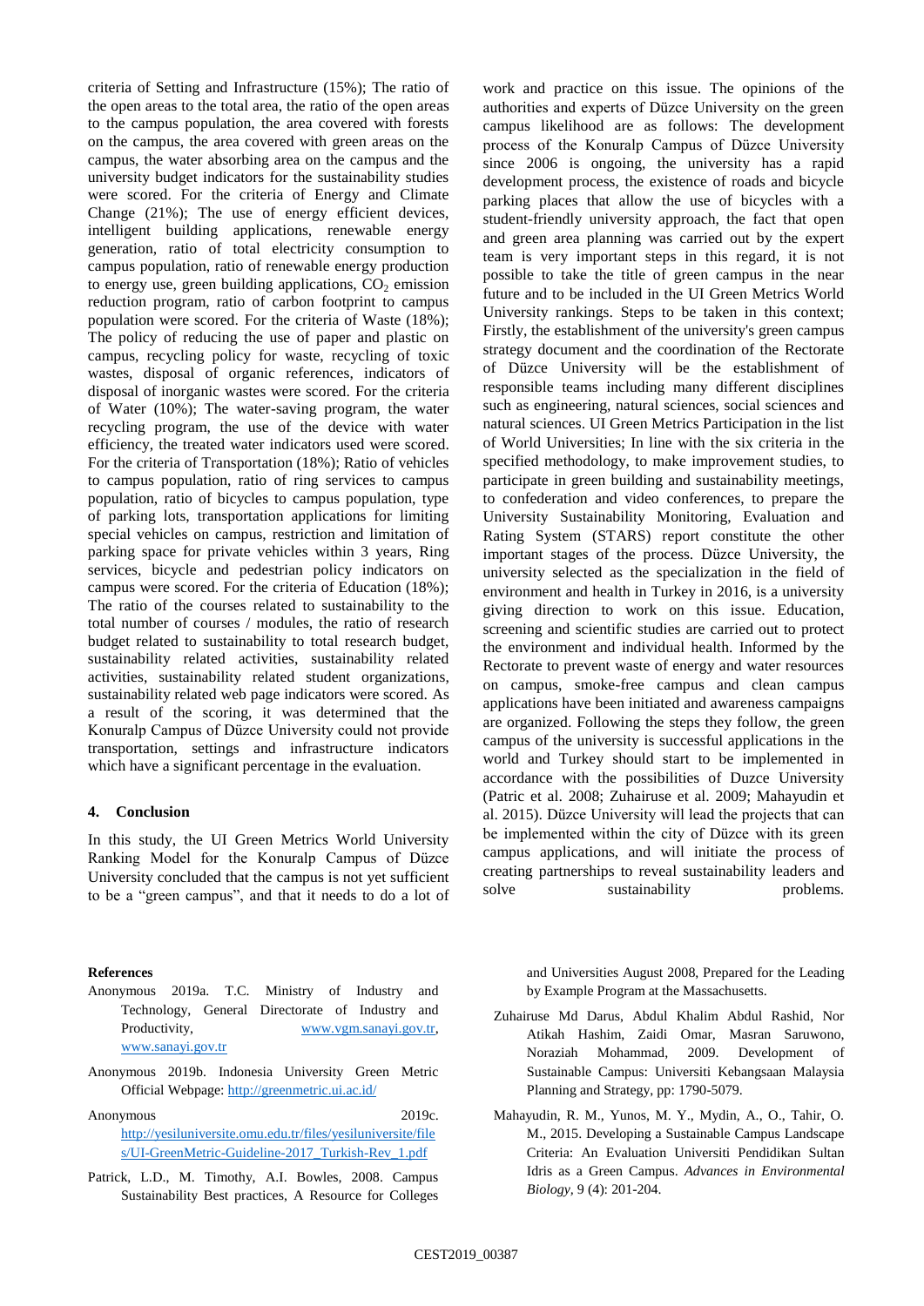criteria of Setting and Infrastructure (15%); The ratio of the open areas to the total area, the ratio of the open areas to the campus population, the area covered with forests on the campus, the area covered with green areas on the campus, the water absorbing area on the campus and the university budget indicators for the sustainability studies were scored. For the criteria of Energy and Climate Change (21%); The use of energy efficient devices, intelligent building applications, renewable energy generation, ratio of total electricity consumption to campus population, ratio of renewable energy production to energy use, green building applications, $CO_2$ emission reduction program, ratio of carbon footprint to campus population were scored. For the criteria of Waste (18%); The policy of reducing the use of paper and plastic on campus, recycling policy for waste, recycling of toxic wastes, disposal of organic references, indicators of disposal of inorganic wastes were scored. For the criteria of Water (10%); The water-saving program, the water recycling program, the use of the device with water efficiency, the treated water indicators used were scored. For the criteria of Transportation (18%); Ratio of vehicles to campus population, ratio of ring services to campus population, ratio of bicycles to campus population, type of parking lots, transportation applications for limiting special vehicles on campus, restriction and limitation of parking space for private vehicles within 3 years, Ring services, bicycle and pedestrian policy indicators on campus were scored. For the criteria of Education (18%); The ratio of the courses related to sustainability to the total number of courses / modules, the ratio of research budget related to sustainability to total research budget, sustainability related activities, sustainability related activities, sustainability related student organizations, sustainability related web page indicators were scored. As a result of the scoring, it was determined that the Konuralp Campus of Düzce University could not provide transportation, settings and infrastructure indicators which have a significant percentage in the evaluation.

## 4. Conclusion

In this study, the UI Green Metrics World University Ranking Model for the Konuralp Campus of Düzce University concluded that the campus is not yet sufficient to be a "green campus", and that it needs to do a lot of work and practice on this issue. The opinions of the authorities and experts of Düzce University on the green campus likelihood are as follows: The development process of the Konuralp Campus of Düzce University since 2006 is ongoing, the university has a rapid development process, the existence of roads and bicycle parking places that allow the use of bicycles with a student-friendly university approach, the fact that open and green area planning was carried out by the expert team is very important steps in this regard, it is not possible to take the title of green campus in the near future and to be included in the UI Green Metrics World University rankings. Steps to be taken in this context; Firstly, the establishment of the university's green campus strategy document and the coordination of the Rectorate of Düzce University will be the establishment of responsible teams including many different disciplines such as engineering, natural sciences, social sciences and natural sciences. UI Green Metrics Participation in the list of World Universities; In line with the six criteria in the specified methodology, to make improvement studies, to participate in green building and sustainability meetings, to confederation and video conferences, to prepare the University Sustainability Monitoring, Evaluation and Rating System (STARS) report constitute the other important stages of the process. Düzce University, the university selected as the specialization in the field of environment and health in Turkey in 2016, is a university giving direction to work on this issue. Education, screening and scientific studies are carried out to protect the environment and individual health. Informed by the Rectorate to prevent waste of energy and water resources on campus, smoke-free campus and clean campus applications have been initiated and awareness campaigns are organized. Following the steps they follow, the green campus of the university is successful applications in the world and Turkey should start to be implemented in accordance with the possibilities of Duzce University (Patric et al. 2008; Zuhairuse et al. 2009; Mahayudin et al. 2015). Düzce University will lead the projects that can be implemented within the city of Düzce with its green campus applications, and will initiate the process of creating partnerships to reveal sustainability leaders and solve sustainability problems.

**References**

Anonymous 2019a. T.C. Ministry of Industry and Technology, General Directorate of Industry and Productivity, www.vgm.sanayi.gov.tr, www.sanayi.gov.tr

Anonymous 2019b. Indonesia University Green Metric Official Webpage: http://greenmetric.ui.ac.id/

Anonymous 2019c. http://yesiluniversite.omu.edu.tr/files/yesiluniversite/files/UI-GreenMetric-Guideline-2017_Turkish-Rev_1.pdf

Patrick, L.D., M. Timothy, A.I. Bowles, 2008. Campus Sustainability Best practices, A Resource for Colleges and Universities August 2008, Prepared for the Leading by Example Program at the Massachusetts.

Zuhairuse Md Darus, Abdul Khalim Abdul Rashid, Nor Atikah Hashim, Zaidi Omar, Masran Saruwono, Noraziah Mohammad, 2009. Development of Sustainable Campus: Universiti Kebangsaan Malaysia Planning and Strategy, pp: 1790-5079.

Mahayudin, R. M., Yunos, M. Y., Mydin, A., O., Tahir, O. M., 2015. Developing a Sustainable Campus Landscape Criteria: An Evaluation Universiti Pendidikan Sultan Idris as a Green Campus. *Advances in Environmental Biology*, 9 (4): 201-204.